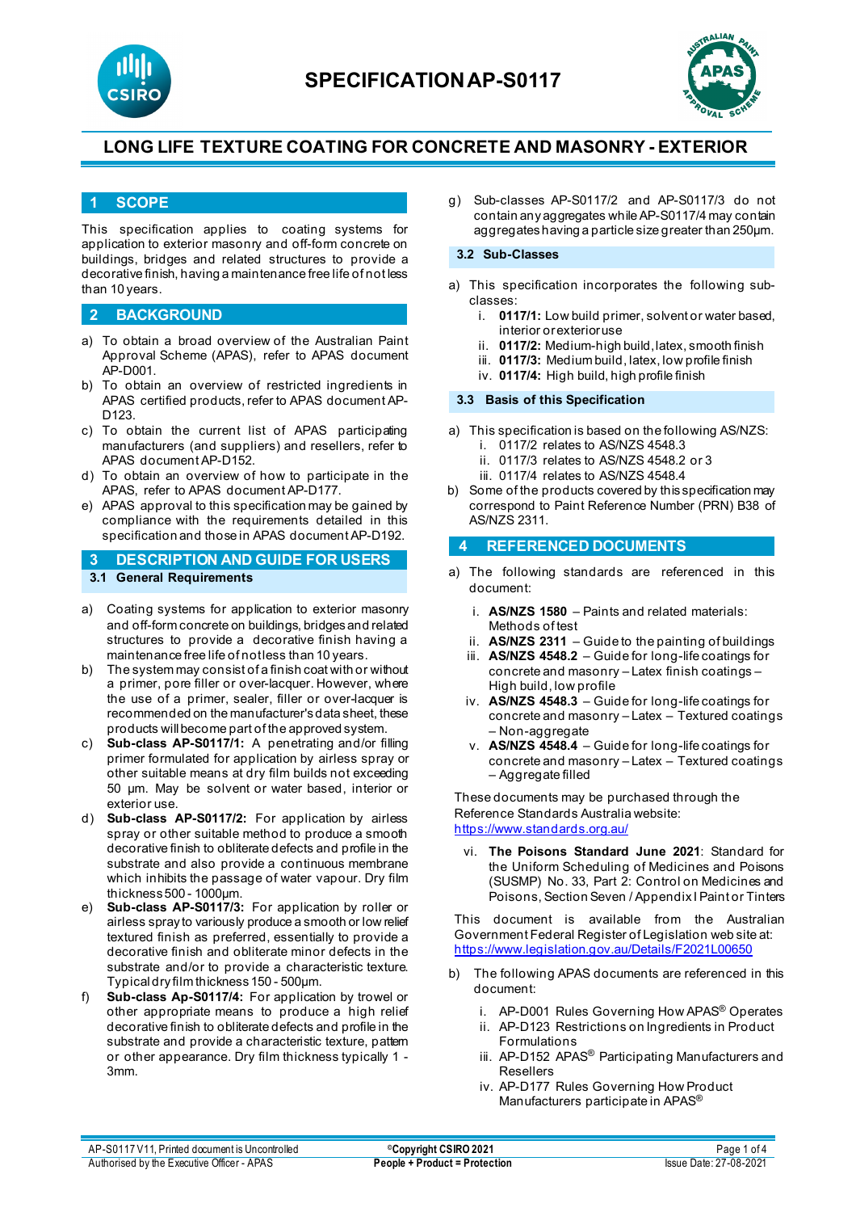# SPECIFICATION AP-S0117

## LONG LIFE TEXTURE COATING FOR CONCRETE AND MASONRY - EXTERIOR

## 1 SCOPE

This specification applies to coating systems for application to exterior masonry and off-form concrete on buildings, bridges and related structures to provide a decorative finish, having a maintenance free life of not less than 10 years.

## 2 BACKGROUND

a) To obtain a broad overview of the Australian Paint Approval Scheme (APAS), refer to APAS document AP-D001.
b) To obtain an overview of restricted ingredients in APAS certified products, refer to APAS document AP-D123.
c) To obtain the current list of APAS participating manufacturers (and suppliers) and resellers, refer to APAS document AP-D152.
d) To obtain an overview of how to participate in the APAS, refer to APAS document AP-D177.
e) APAS approval to this specification may be gained by compliance with the requirements detailed in this specification and those in APAS document AP-D192.

## 3 DESCRIPTION AND GUIDE FOR USERS

### 3.1 General Requirements

a) Coating systems for application to exterior masonry and off-form concrete on buildings, bridges and related structures to provide a decorative finish having a maintenance free life of not less than 10 years.
b) The system may consist of a finish coat with or without a primer, pore filler or over-lacquer. However, where the use of a primer, sealer, filler or over-lacquer is recommended on the manufacturer's data sheet, these products will become part of the approved system.
c) **Sub-class AP-S0117/1:** A penetrating and/or filling primer formulated for application by airless spray or other suitable means at dry film builds not exceeding 50 µm. May be solvent or water based, interior or exterior use.
d) **Sub-class AP-S0117/2:** For application by airless spray or other suitable method to produce a smooth decorative finish to obliterate defects and profile in the substrate and also provide a continuous membrane which inhibits the passage of water vapour. Dry film thickness 500 - 1000µm.
e) **Sub-class AP-S0117/3:** For application by roller or airless spray to variously produce a smooth or low relief textured finish as preferred, essentially to provide a decorative finish and obliterate minor defects in the substrate and/or to provide a characteristic texture. Typical dry film thickness 150 - 500µm.
f) **Sub-class Ap-S0117/4:** For application by trowel or other appropriate means to produce a high relief decorative finish to obliterate defects and profile in the substrate and provide a characteristic texture, pattern or other appearance. Dry film thickness typically 1 - 3mm.
g) Sub-classes AP-S0117/2 and AP-S0117/3 do not contain any aggregates while AP-S0117/4 may contain aggregates having a particle size greater than 250µm.

### 3.2 Sub-Classes

a) This specification incorporates the following sub-classes:
   i. **0117/1:** Low build primer, solvent or water based, interior or exterior use
   ii. **0117/2:** Medium-high build, latex, smooth finish
   iii. **0117/3:** Medium build, latex, low profile finish
   iv. **0117/4:** High build, high profile finish

### 3.3 Basis of this Specification

a) This specification is based on the following AS/NZS:
   i. 0117/2 relates to AS/NZS 4548.3
   ii. 0117/3 relates to AS/NZS 4548.2 or 3
   iii. 0117/4 relates to AS/NZS 4548.4
b) Some of the products covered by this specification may correspond to Paint Reference Number (PRN) B38 of AS/NZS 2311.

## 4 REFERENCED DOCUMENTS

a) The following standards are referenced in this document:
   i. **AS/NZS 1580** – Paints and related materials: Methods of test
   ii. **AS/NZS 2311** – Guide to the painting of buildings
   iii. **AS/NZS 4548.2** – Guide for long-life coatings for concrete and masonry – Latex finish coatings – High build, low profile
   iv. **AS/NZS 4548.3** – Guide for long-life coatings for concrete and masonry – Latex – Textured coatings – Non-aggregate
   v. **AS/NZS 4548.4** – Guide for long-life coatings for concrete and masonry – Latex – Textured coatings – Aggregate filled

   These documents may be purchased through the Reference Standards Australia website: https://www.standards.org.au/

   vi. **The Poisons Standard June 2021**: Standard for the Uniform Scheduling of Medicines and Poisons (SUSMP) No. 33, Part 2: Control on Medicines and Poisons, Section Seven / Appendix I Paint or Tinters

   This document is available from the Australian Government Federal Register of Legislation web site at: https://www.legislation.gov.au/Details/F2021L00650

b) The following APAS documents are referenced in this document:
   i. AP-D001 Rules Governing How APAS® Operates
   ii. AP-D123 Restrictions on Ingredients in Product Formulations
   iii. AP-D152 APAS® Participating Manufacturers and Resellers
   iv. AP-D177 Rules Governing How Product Manufacturers participate in APAS®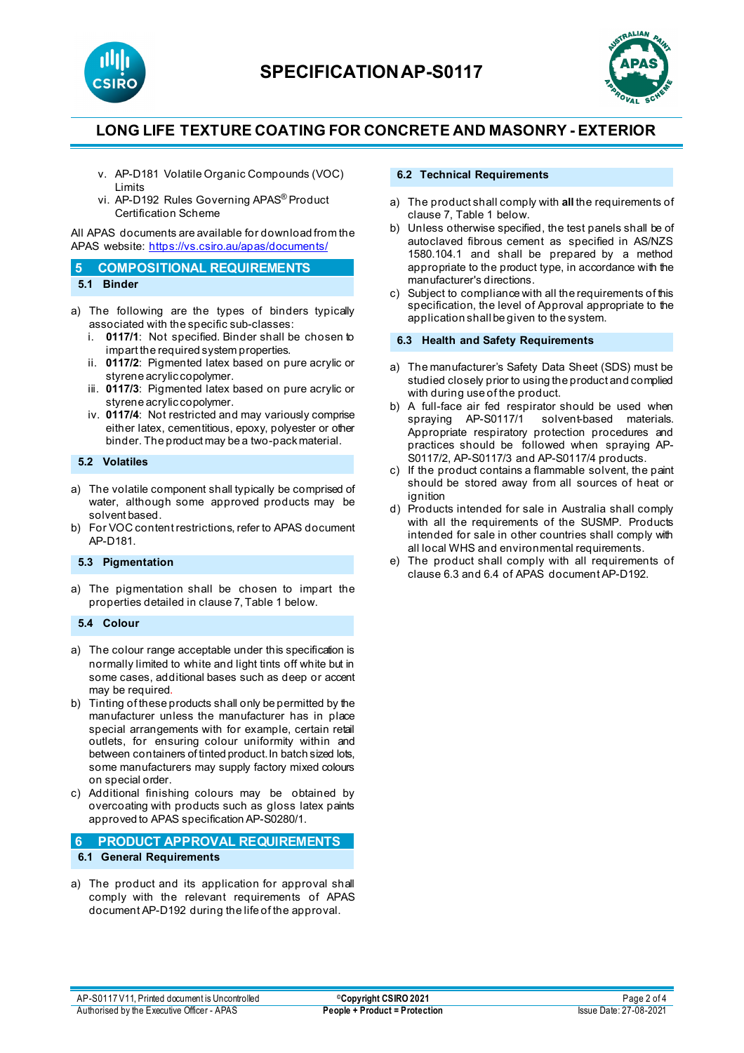v. AP-D181 Volatile Organic Compounds (VOC) Limits
vi. AP-D192 Rules Governing APAS® Product Certification Scheme

All APAS documents are available for download from the APAS website: https://vs.csiro.au/apas/documents/

## 5 COMPOSITIONAL REQUIREMENTS

### 5.1 Binder

a) The following are the types of binders typically associated with the specific sub-classes:
   i. **0117/1**: Not specified. Binder shall be chosen to impart the required system properties.
   ii. **0117/2**: Pigmented latex based on pure acrylic or styrene acrylic copolymer.
   iii. **0117/3**: Pigmented latex based on pure acrylic or styrene acrylic copolymer.
   iv. **0117/4**: Not restricted and may variously comprise either latex, cementitious, epoxy, polyester or other binder. The product may be a two-pack material.

### 5.2 Volatiles

a) The volatile component shall typically be comprised of water, although some approved products may be solvent based.
b) For VOC content restrictions, refer to APAS document AP-D181.

### 5.3 Pigmentation

a) The pigmentation shall be chosen to impart the properties detailed in clause 7, Table 1 below.

### 5.4 Colour

a) The colour range acceptable under this specification is normally limited to white and light tints off white but in some cases, additional bases such as deep or accent may be required.
b) Tinting of these products shall only be permitted by the manufacturer unless the manufacturer has in place special arrangements with for example, certain retail outlets, for ensuring colour uniformity within and between containers of tinted product. In batch sized lots, some manufacturers may supply factory mixed colours on special order.
c) Additional finishing colours may be obtained by overcoating with products such as gloss latex paints approved to APAS specification AP-S0280/1.

## 6 PRODUCT APPROVAL REQUIREMENTS

### 6.1 General Requirements

a) The product and its application for approval shall comply with the relevant requirements of APAS document AP-D192 during the life of the approval.

### 6.2 Technical Requirements

a) The product shall comply with **all** the requirements of clause 7, Table 1 below.
b) Unless otherwise specified, the test panels shall be of autoclaved fibrous cement as specified in AS/NZS 1580.104.1 and shall be prepared by a method appropriate to the product type, in accordance with the manufacturer's directions.
c) Subject to compliance with all the requirements of this specification, the level of Approval appropriate to the application shall be given to the system.

### 6.3 Health and Safety Requirements

a) The manufacturer's Safety Data Sheet (SDS) must be studied closely prior to using the product and complied with during use of the product.
b) A full-face air fed respirator should be used when spraying AP-S0117/1 solvent-based materials. Appropriate respiratory protection procedures and practices should be followed when spraying AP-S0117/2, AP-S0117/3 and AP-S0117/4 products.
c) If the product contains a flammable solvent, the paint should be stored away from all sources of heat or ignition
d) Products intended for sale in Australia shall comply with all the requirements of the SUSMP. Products intended for sale in other countries shall comply with all local WHS and environmental requirements.
e) The product shall comply with all requirements of clause 6.3 and 6.4 of APAS document AP-D192.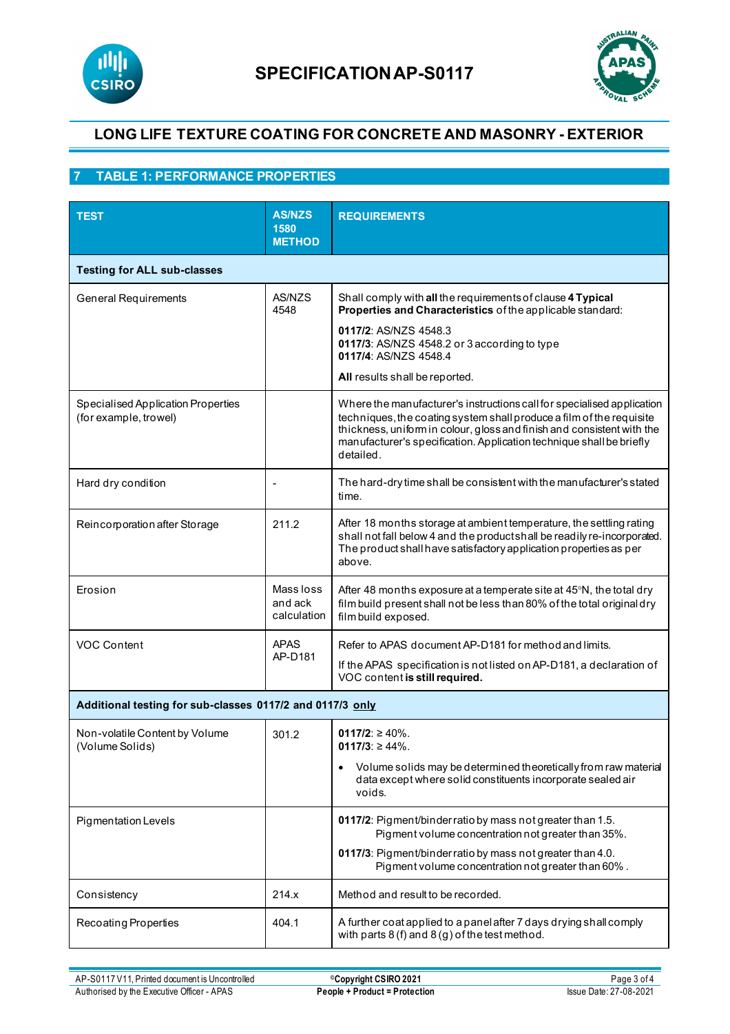# SPECIFICATION AP-S0117

## LONG LIFE TEXTURE COATING FOR CONCRETE AND MASONRY - EXTERIOR

## 7 TABLE 1: PERFORMANCE PROPERTIES

| TEST | AS/NZS 1580 METHOD | REQUIREMENTS |
|---|---|---|
| **Testing for ALL sub-classes** | | |
| General Requirements | AS/NZS 4548 | Shall comply with **all** the requirements of clause **4 Typical Properties and Characteristics** of the applicable standard:<br>**0117/2**: AS/NZS 4548.3<br>**0117/3**: AS/NZS 4548.2 or 3 according to type<br>**0117/4**: AS/NZS 4548.4<br>**All** results shall be reported. |
| Specialised Application Properties (for example, trowel) | | Where the manufacturer's instructions call for specialised application techniques, the coating system shall produce a film of the requisite thickness, uniform in colour, gloss and finish and consistent with the manufacturer's specification. Application technique shall be briefly detailed. |
| Hard dry condition | - | The hard-dry time shall be consistent with the manufacturer's stated time. |
| Reincorporation after Storage | 211.2 | After 18 months storage at ambient temperature, the settling rating shall not fall below 4 and the product shall be readily re-incorporated. The product shall have satisfactory application properties as per above. |
| Erosion | Mass loss and ack calculation | After 48 months exposure at a temperate site at 45°N, the total dry film build present shall not be less than 80% of the total original dry film build exposed. |
| VOC Content | APAS AP-D181 | Refer to APAS document AP-D181 for method and limits.<br>If the APAS specification is not listed on AP-D181, a declaration of VOC content **is still required.** |
| **Additional testing for sub-classes 0117/2 and 0117/3 only** | | |
| Non-volatile Content by Volume (Volume Solids) | 301.2 | **0117/2**: ≥ 40%.<br>**0117/3**: ≥ 44%.<br>• Volume solids may be determined theoretically from raw material data except where solid constituents incorporate sealed air voids. |
| Pigmentation Levels | | **0117/2**: Pigment/binder ratio by mass not greater than 1.5. Pigment volume concentration not greater than 35%.<br>**0117/3**: Pigment/binder ratio by mass not greater than 4.0. Pigment volume concentration not greater than 60% . |
| Consistency | 214.x | Method and result to be recorded. |
| Recoating Properties | 404.1 | A further coat applied to a panel after 7 days drying shall comply with parts 8 (f) and 8 (g) of the test method. |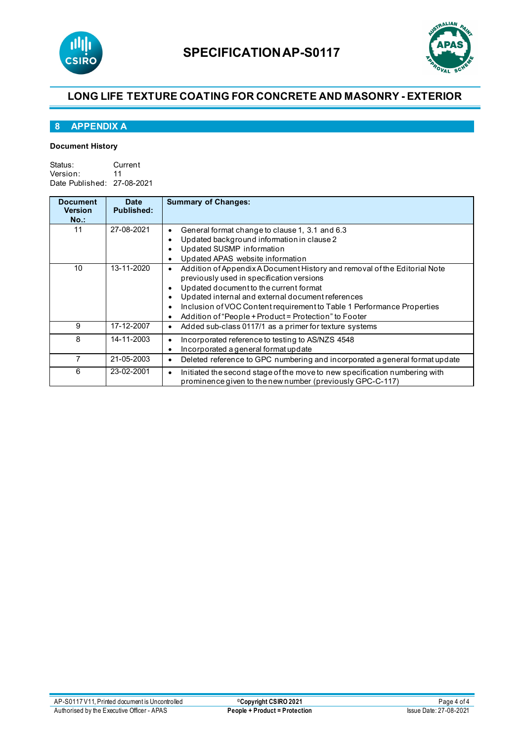## 8 APPENDIX A

**Document History**

Status: Current
Version: 11
Date Published: 27-08-2021

| Document Version No.: | Date Published: | Summary of Changes: |
|---|---|---|
| 11 | 27-08-2021 | • General format change to clause 1, 3.1 and 6.3<br>• Updated background information in clause 2<br>• Updated SUSMP information<br>• Updated APAS website information |
| 10 | 13-11-2020 | • Addition of Appendix A Document History and removal of the Editorial Note previously used in specification versions<br>• Updated document to the current format<br>• Updated internal and external document references<br>• Inclusion of VOC Content requirement to Table 1 Performance Properties<br>• Addition of "People + Product = Protection" to Footer |
| 9 | 17-12-2007 | • Added sub-class 0117/1 as a primer for texture systems |
| 8 | 14-11-2003 | • Incorporated reference to testing to AS/NZS 4548<br>• Incorporated a general format update |
| 7 | 21-05-2003 | • Deleted reference to GPC numbering and incorporated a general format update |
| 6 | 23-02-2001 | • Initiated the second stage of the move to new specification numbering with prominence given to the new number (previously GPC-C-117) |